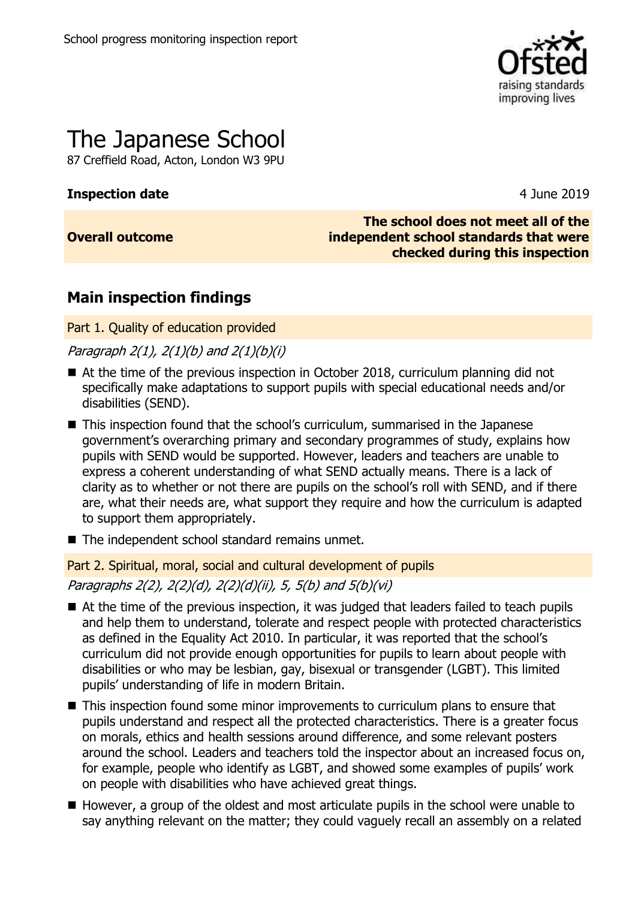School progress monitoring inspection report

# The Japanese School

87 Creffield Road, Acton, London W3 9PU

**Inspection date** 4 June 2019

| **Overall outcome** | **The school does not meet all of the independent school standards that were checked during this inspection** |
|---|---|

## Main inspection findings

### Part 1. Quality of education provided

*Paragraph 2(1), 2(1)(b) and 2(1)(b)(i)*

- At the time of the previous inspection in October 2018, curriculum planning did not specifically make adaptations to support pupils with special educational needs and/or disabilities (SEND).
- This inspection found that the school's curriculum, summarised in the Japanese government's overarching primary and secondary programmes of study, explains how pupils with SEND would be supported. However, leaders and teachers are unable to express a coherent understanding of what SEND actually means. There is a lack of clarity as to whether or not there are pupils on the school's roll with SEND, and if there are, what their needs are, what support they require and how the curriculum is adapted to support them appropriately.
- The independent school standard remains unmet.

### Part 2. Spiritual, moral, social and cultural development of pupils

*Paragraphs 2(2), 2(2)(d), 2(2)(d)(ii), 5, 5(b) and 5(b)(vi)*

- At the time of the previous inspection, it was judged that leaders failed to teach pupils and help them to understand, tolerate and respect people with protected characteristics as defined in the Equality Act 2010. In particular, it was reported that the school's curriculum did not provide enough opportunities for pupils to learn about people with disabilities or who may be lesbian, gay, bisexual or transgender (LGBT). This limited pupils' understanding of life in modern Britain.
- This inspection found some minor improvements to curriculum plans to ensure that pupils understand and respect all the protected characteristics. There is a greater focus on morals, ethics and health sessions around difference, and some relevant posters around the school. Leaders and teachers told the inspector about an increased focus on, for example, people who identify as LGBT, and showed some examples of pupils' work on people with disabilities who have achieved great things.
- However, a group of the oldest and most articulate pupils in the school were unable to say anything relevant on the matter; they could vaguely recall an assembly on a related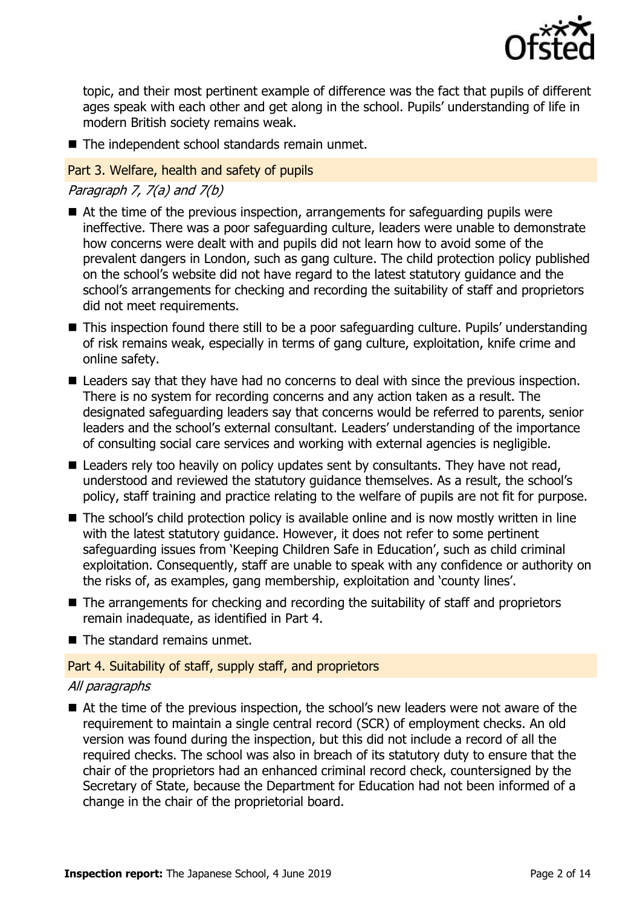topic, and their most pertinent example of difference was the fact that pupils of different ages speak with each other and get along in the school. Pupils' understanding of life in modern British society remains weak.

- The independent school standards remain unmet.

## Part 3. Welfare, health and safety of pupils

*Paragraph 7, 7(a) and 7(b)*

- At the time of the previous inspection, arrangements for safeguarding pupils were ineffective. There was a poor safeguarding culture, leaders were unable to demonstrate how concerns were dealt with and pupils did not learn how to avoid some of the prevalent dangers in London, such as gang culture. The child protection policy published on the school's website did not have regard to the latest statutory guidance and the school's arrangements for checking and recording the suitability of staff and proprietors did not meet requirements.
- This inspection found there still to be a poor safeguarding culture. Pupils' understanding of risk remains weak, especially in terms of gang culture, exploitation, knife crime and online safety.
- Leaders say that they have had no concerns to deal with since the previous inspection. There is no system for recording concerns and any action taken as a result. The designated safeguarding leaders say that concerns would be referred to parents, senior leaders and the school's external consultant. Leaders' understanding of the importance of consulting social care services and working with external agencies is negligible.
- Leaders rely too heavily on policy updates sent by consultants. They have not read, understood and reviewed the statutory guidance themselves. As a result, the school's policy, staff training and practice relating to the welfare of pupils are not fit for purpose.
- The school's child protection policy is available online and is now mostly written in line with the latest statutory guidance. However, it does not refer to some pertinent safeguarding issues from 'Keeping Children Safe in Education', such as child criminal exploitation. Consequently, staff are unable to speak with any confidence or authority on the risks of, as examples, gang membership, exploitation and 'county lines'.
- The arrangements for checking and recording the suitability of staff and proprietors remain inadequate, as identified in Part 4.
- The standard remains unmet.

## Part 4. Suitability of staff, supply staff, and proprietors

*All paragraphs*

- At the time of the previous inspection, the school's new leaders were not aware of the requirement to maintain a single central record (SCR) of employment checks. An old version was found during the inspection, but this did not include a record of all the required checks. The school was also in breach of its statutory duty to ensure that the chair of the proprietors had an enhanced criminal record check, countersigned by the Secretary of State, because the Department for Education had not been informed of a change in the chair of the proprietorial board.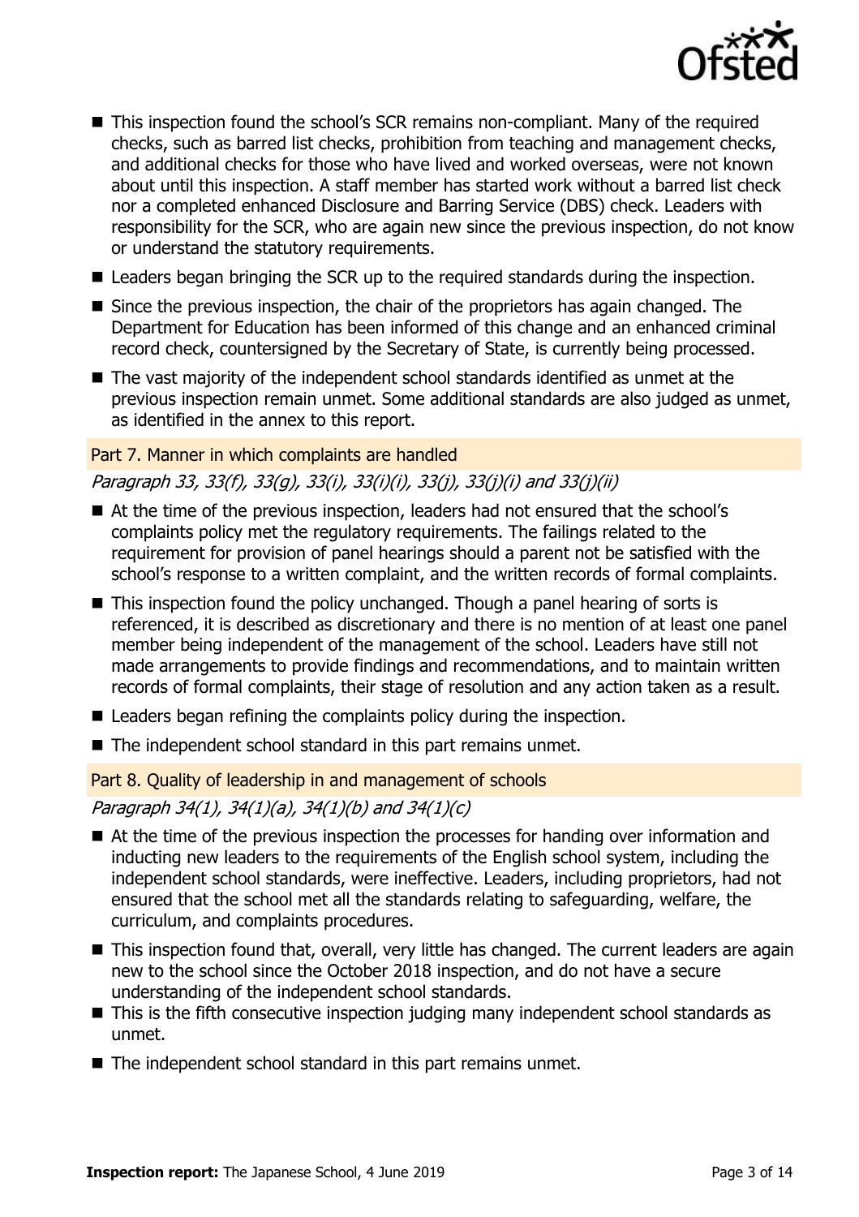- This inspection found the school's SCR remains non-compliant. Many of the required checks, such as barred list checks, prohibition from teaching and management checks, and additional checks for those who have lived and worked overseas, were not known about until this inspection. A staff member has started work without a barred list check nor a completed enhanced Disclosure and Barring Service (DBS) check. Leaders with responsibility for the SCR, who are again new since the previous inspection, do not know or understand the statutory requirements.
- Leaders began bringing the SCR up to the required standards during the inspection.
- Since the previous inspection, the chair of the proprietors has again changed. The Department for Education has been informed of this change and an enhanced criminal record check, countersigned by the Secretary of State, is currently being processed.
- The vast majority of the independent school standards identified as unmet at the previous inspection remain unmet. Some additional standards are also judged as unmet, as identified in the annex to this report.

## Part 7. Manner in which complaints are handled

*Paragraph 33, 33(f), 33(g), 33(i), 33(i)(i), 33(j), 33(j)(i) and 33(j)(ii)*

- At the time of the previous inspection, leaders had not ensured that the school's complaints policy met the regulatory requirements. The failings related to the requirement for provision of panel hearings should a parent not be satisfied with the school's response to a written complaint, and the written records of formal complaints.
- This inspection found the policy unchanged. Though a panel hearing of sorts is referenced, it is described as discretionary and there is no mention of at least one panel member being independent of the management of the school. Leaders have still not made arrangements to provide findings and recommendations, and to maintain written records of formal complaints, their stage of resolution and any action taken as a result.
- Leaders began refining the complaints policy during the inspection.
- The independent school standard in this part remains unmet.

## Part 8. Quality of leadership in and management of schools

*Paragraph 34(1), 34(1)(a), 34(1)(b) and 34(1)(c)*

- At the time of the previous inspection the processes for handing over information and inducting new leaders to the requirements of the English school system, including the independent school standards, were ineffective. Leaders, including proprietors, had not ensured that the school met all the standards relating to safeguarding, welfare, the curriculum, and complaints procedures.
- This inspection found that, overall, very little has changed. The current leaders are again new to the school since the October 2018 inspection, and do not have a secure understanding of the independent school standards.
- This is the fifth consecutive inspection judging many independent school standards as unmet.
- The independent school standard in this part remains unmet.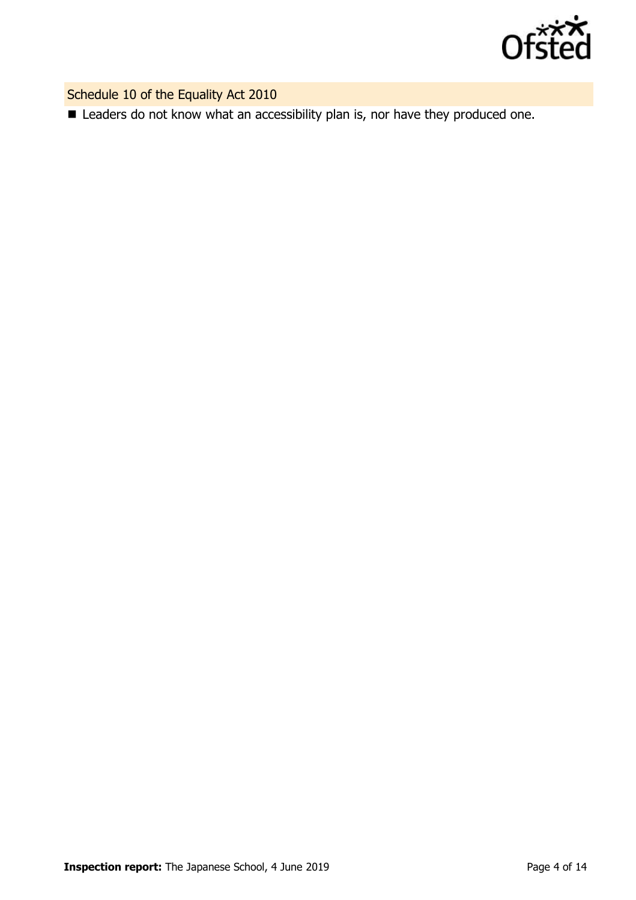### Schedule 10 of the Equality Act 2010

- Leaders do not know what an accessibility plan is, nor have they produced one.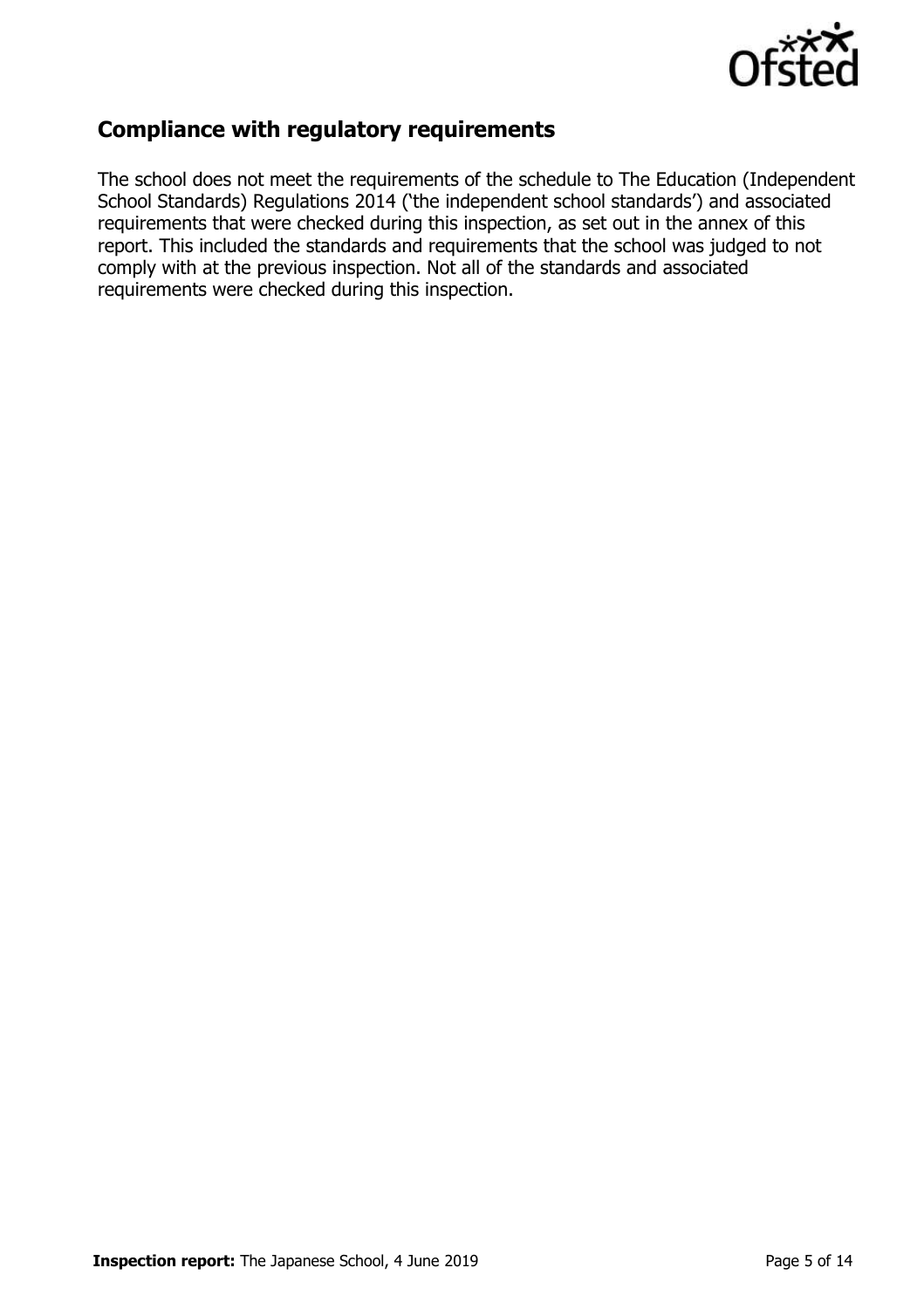## Compliance with regulatory requirements

The school does not meet the requirements of the schedule to The Education (Independent School Standards) Regulations 2014 ('the independent school standards') and associated requirements that were checked during this inspection, as set out in the annex of this report. This included the standards and requirements that the school was judged to not comply with at the previous inspection. Not all of the standards and associated requirements were checked during this inspection.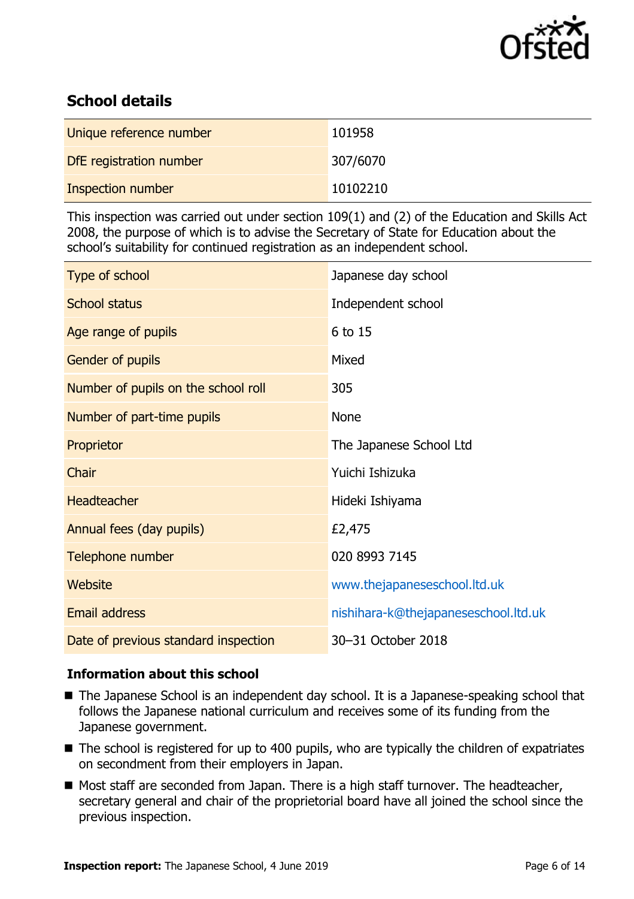## School details

| | |
|---|---|
| Unique reference number | 101958 |
| DfE registration number | 307/6070 |
| Inspection number | 10102210 |

This inspection was carried out under section 109(1) and (2) of the Education and Skills Act 2008, the purpose of which is to advise the Secretary of State for Education about the school's suitability for continued registration as an independent school.

| | |
|---|---|
| Type of school | Japanese day school |
| School status | Independent school |
| Age range of pupils | 6 to 15 |
| Gender of pupils | Mixed |
| Number of pupils on the school roll | 305 |
| Number of part-time pupils | None |
| Proprietor | The Japanese School Ltd |
| Chair | Yuichi Ishizuka |
| Headteacher | Hideki Ishiyama |
| Annual fees (day pupils) | £2,475 |
| Telephone number | 020 8993 7145 |
| Website | www.thejapaneseschool.ltd.uk |
| Email address | nishihara-k@thejapaneseschool.ltd.uk |
| Date of previous standard inspection | 30–31 October 2018 |

### Information about this school

- The Japanese School is an independent day school. It is a Japanese-speaking school that follows the Japanese national curriculum and receives some of its funding from the Japanese government.
- The school is registered for up to 400 pupils, who are typically the children of expatriates on secondment from their employers in Japan.
- Most staff are seconded from Japan. There is a high staff turnover. The headteacher, secretary general and chair of the proprietorial board have all joined the school since the previous inspection.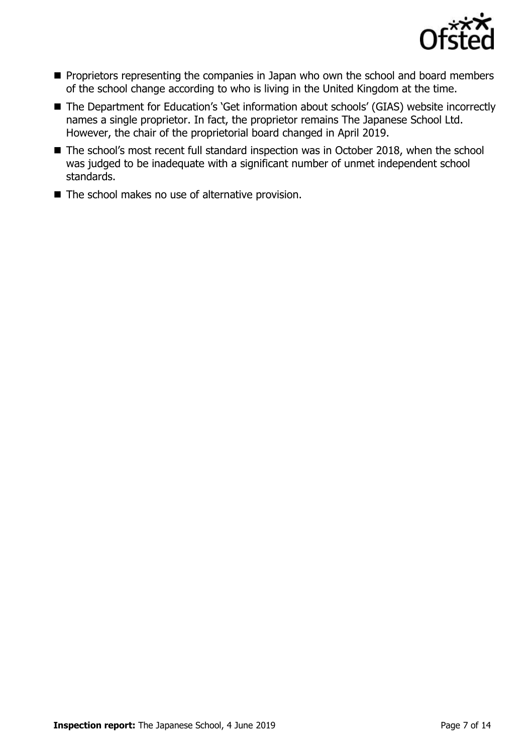- Proprietors representing the companies in Japan who own the school and board members of the school change according to who is living in the United Kingdom at the time.
- The Department for Education's 'Get information about schools' (GIAS) website incorrectly names a single proprietor. In fact, the proprietor remains The Japanese School Ltd. However, the chair of the proprietorial board changed in April 2019.
- The school's most recent full standard inspection was in October 2018, when the school was judged to be inadequate with a significant number of unmet independent school standards.
- The school makes no use of alternative provision.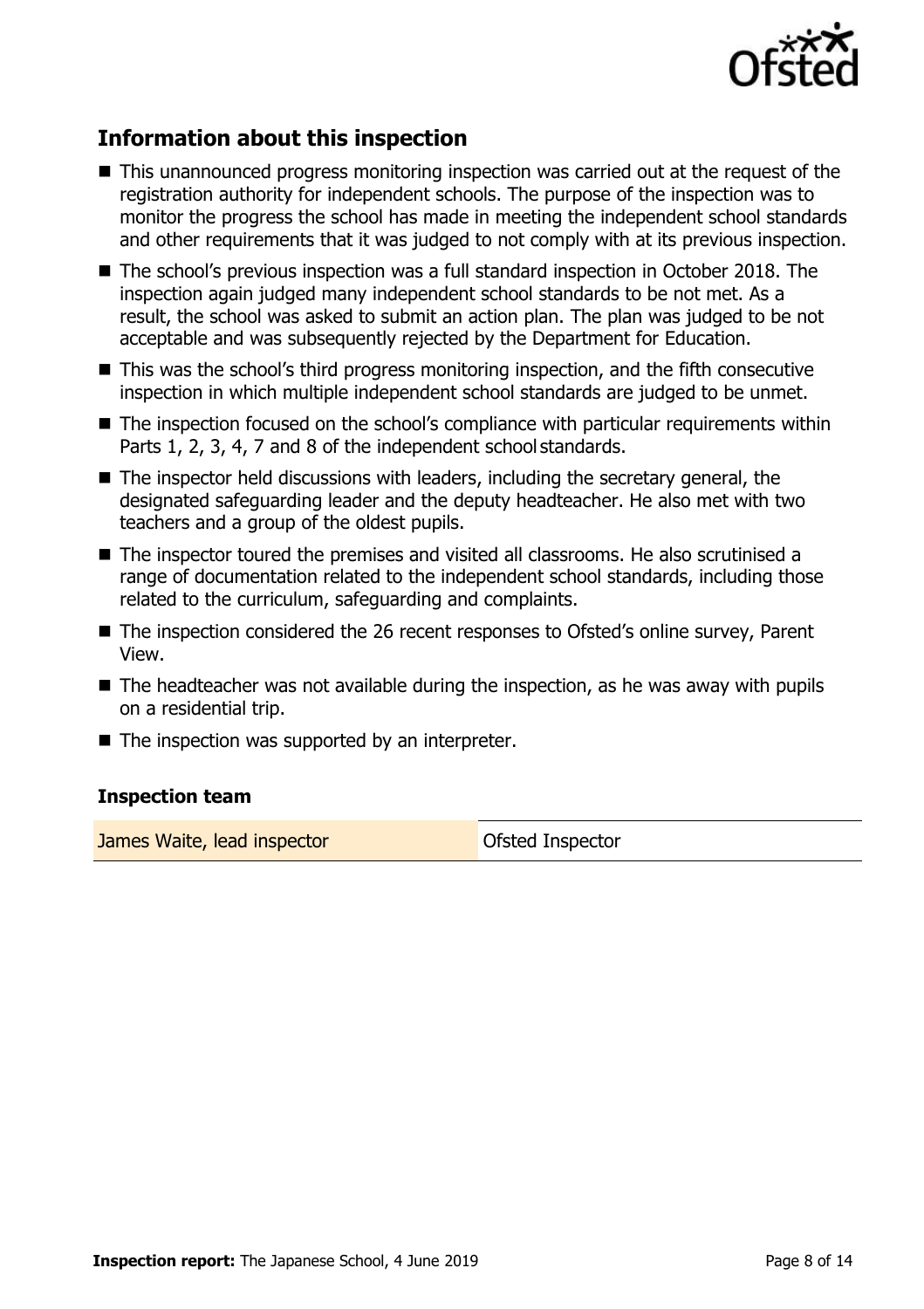## Information about this inspection

- This unannounced progress monitoring inspection was carried out at the request of the registration authority for independent schools. The purpose of the inspection was to monitor the progress the school has made in meeting the independent school standards and other requirements that it was judged to not comply with at its previous inspection.
- The school's previous inspection was a full standard inspection in October 2018. The inspection again judged many independent school standards to be not met. As a result, the school was asked to submit an action plan. The plan was judged to be not acceptable and was subsequently rejected by the Department for Education.
- This was the school's third progress monitoring inspection, and the fifth consecutive inspection in which multiple independent school standards are judged to be unmet.
- The inspection focused on the school's compliance with particular requirements within Parts 1, 2, 3, 4, 7 and 8 of the independent school standards.
- The inspector held discussions with leaders, including the secretary general, the designated safeguarding leader and the deputy headteacher. He also met with two teachers and a group of the oldest pupils.
- The inspector toured the premises and visited all classrooms. He also scrutinised a range of documentation related to the independent school standards, including those related to the curriculum, safeguarding and complaints.
- The inspection considered the 26 recent responses to Ofsted's online survey, Parent View.
- The headteacher was not available during the inspection, as he was away with pupils on a residential trip.
- The inspection was supported by an interpreter.

### Inspection team

| | |
|---|---|
| James Waite, lead inspector | Ofsted Inspector |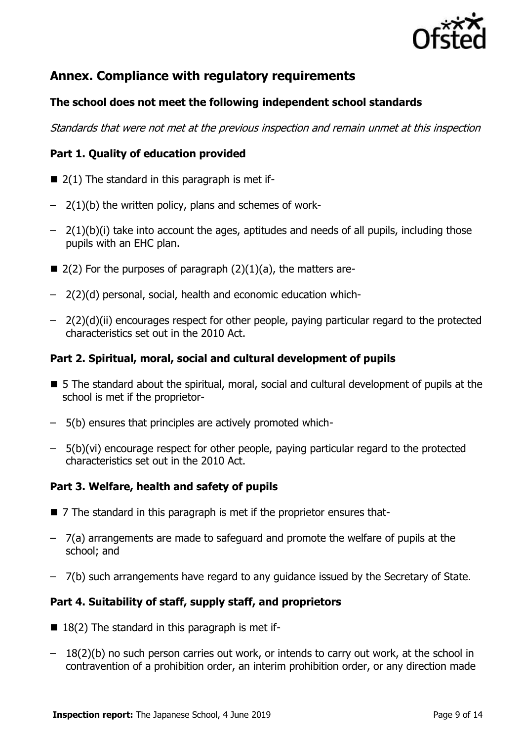## Annex. Compliance with regulatory requirements

### The school does not meet the following independent school standards

*Standards that were not met at the previous inspection and remain unmet at this inspection*

### Part 1. Quality of education provided

- 2(1) The standard in this paragraph is met if-
  - 2(1)(b) the written policy, plans and schemes of work-
  - 2(1)(b)(i) take into account the ages, aptitudes and needs of all pupils, including those pupils with an EHC plan.
- 2(2) For the purposes of paragraph (2)(1)(a), the matters are-
  - 2(2)(d) personal, social, health and economic education which-
  - 2(2)(d)(ii) encourages respect for other people, paying particular regard to the protected characteristics set out in the 2010 Act.

### Part 2. Spiritual, moral, social and cultural development of pupils

- 5 The standard about the spiritual, moral, social and cultural development of pupils at the school is met if the proprietor-
  - 5(b) ensures that principles are actively promoted which-
  - 5(b)(vi) encourage respect for other people, paying particular regard to the protected characteristics set out in the 2010 Act.

### Part 3. Welfare, health and safety of pupils

- 7 The standard in this paragraph is met if the proprietor ensures that-
  - 7(a) arrangements are made to safeguard and promote the welfare of pupils at the school; and
  - 7(b) such arrangements have regard to any guidance issued by the Secretary of State.

### Part 4. Suitability of staff, supply staff, and proprietors

- 18(2) The standard in this paragraph is met if-
  - 18(2)(b) no such person carries out work, or intends to carry out work, at the school in contravention of a prohibition order, an interim prohibition order, or any direction made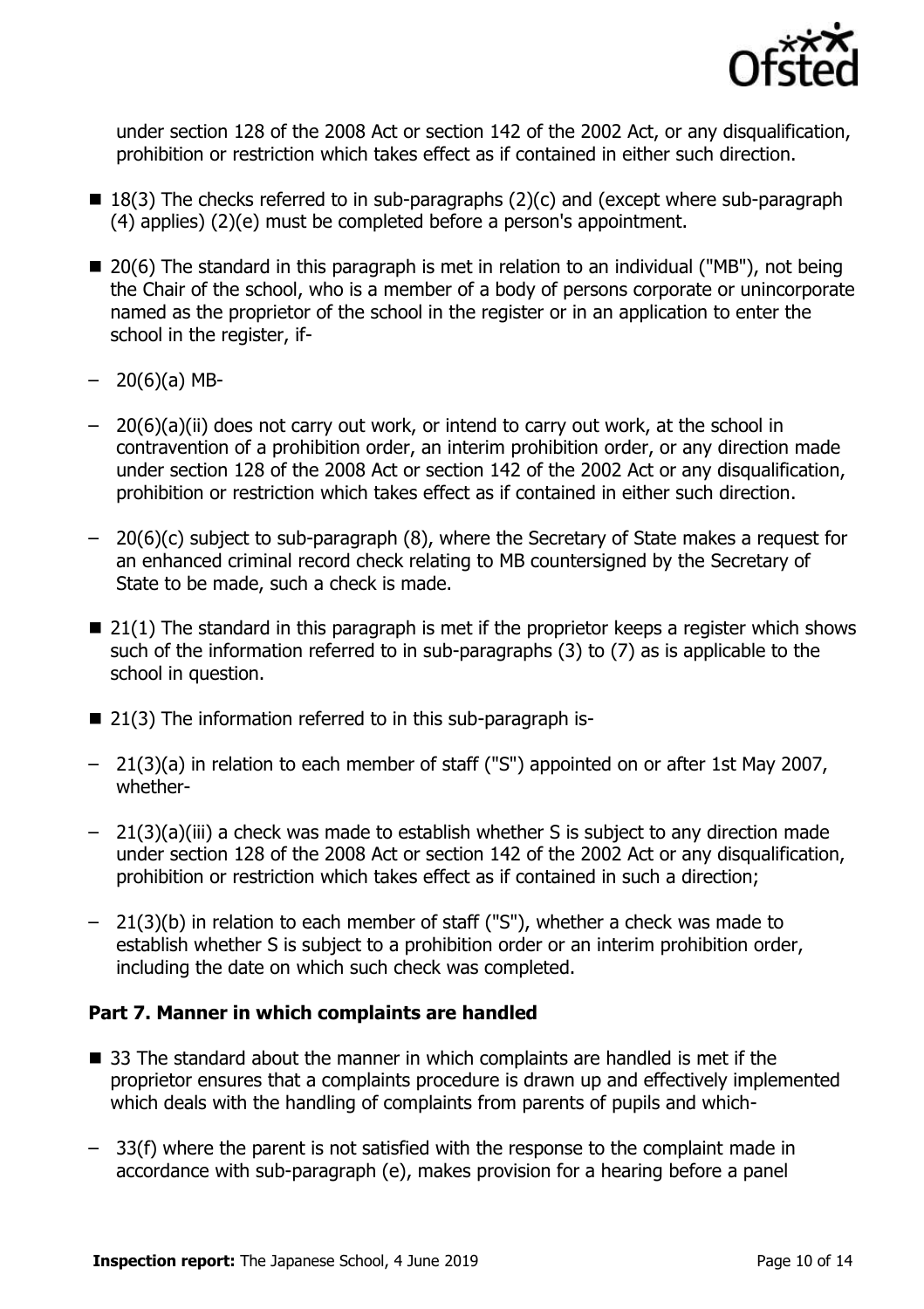under section 128 of the 2008 Act or section 142 of the 2002 Act, or any disqualification, prohibition or restriction which takes effect as if contained in either such direction.

- 18(3) The checks referred to in sub-paragraphs (2)(c) and (except where sub-paragraph (4) applies) (2)(e) must be completed before a person's appointment.
- 20(6) The standard in this paragraph is met in relation to an individual ("MB"), not being the Chair of the school, who is a member of a body of persons corporate or unincorporate named as the proprietor of the school in the register or in an application to enter the school in the register, if-
  - 20(6)(a) MB-
  - 20(6)(a)(ii) does not carry out work, or intend to carry out work, at the school in contravention of a prohibition order, an interim prohibition order, or any direction made under section 128 of the 2008 Act or section 142 of the 2002 Act or any disqualification, prohibition or restriction which takes effect as if contained in either such direction.
  - 20(6)(c) subject to sub-paragraph (8), where the Secretary of State makes a request for an enhanced criminal record check relating to MB countersigned by the Secretary of State to be made, such a check is made.
- 21(1) The standard in this paragraph is met if the proprietor keeps a register which shows such of the information referred to in sub-paragraphs (3) to (7) as is applicable to the school in question.
- 21(3) The information referred to in this sub-paragraph is-
  - 21(3)(a) in relation to each member of staff ("S") appointed on or after 1st May 2007, whether-
  - 21(3)(a)(iii) a check was made to establish whether S is subject to any direction made under section 128 of the 2008 Act or section 142 of the 2002 Act or any disqualification, prohibition or restriction which takes effect as if contained in such a direction;
  - 21(3)(b) in relation to each member of staff ("S"), whether a check was made to establish whether S is subject to a prohibition order or an interim prohibition order, including the date on which such check was completed.

**Part 7. Manner in which complaints are handled**

- 33 The standard about the manner in which complaints are handled is met if the proprietor ensures that a complaints procedure is drawn up and effectively implemented which deals with the handling of complaints from parents of pupils and which-
  - 33(f) where the parent is not satisfied with the response to the complaint made in accordance with sub-paragraph (e), makes provision for a hearing before a panel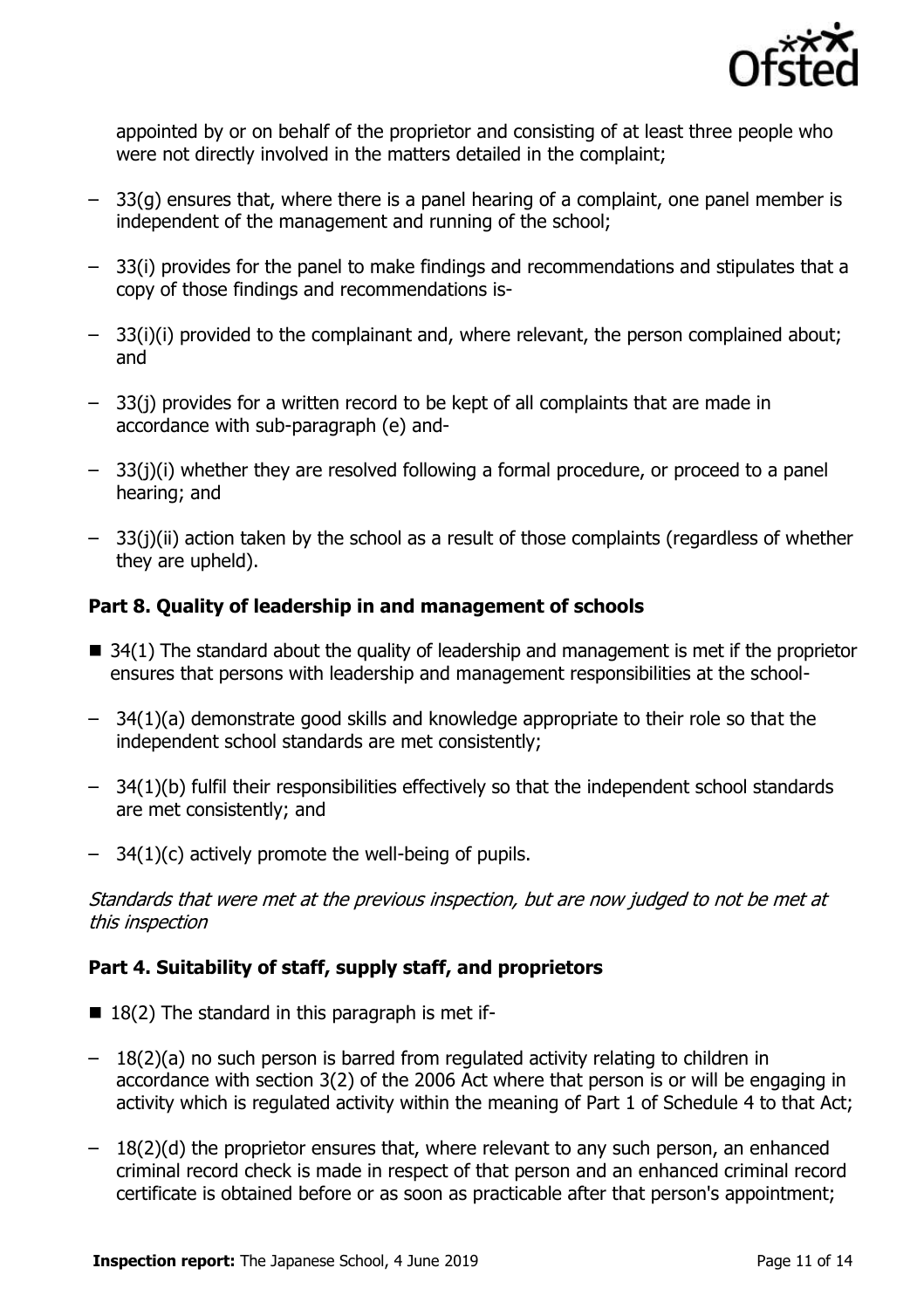appointed by or on behalf of the proprietor and consisting of at least three people who were not directly involved in the matters detailed in the complaint;

- 33(g) ensures that, where there is a panel hearing of a complaint, one panel member is independent of the management and running of the school;
- 33(i) provides for the panel to make findings and recommendations and stipulates that a copy of those findings and recommendations is-
- 33(i)(i) provided to the complainant and, where relevant, the person complained about; and
- 33(j) provides for a written record to be kept of all complaints that are made in accordance with sub-paragraph (e) and-
- 33(j)(i) whether they are resolved following a formal procedure, or proceed to a panel hearing; and
- 33(j)(ii) action taken by the school as a result of those complaints (regardless of whether they are upheld).

**Part 8. Quality of leadership in and management of schools**

- 34(1) The standard about the quality of leadership and management is met if the proprietor ensures that persons with leadership and management responsibilities at the school-
  - 34(1)(a) demonstrate good skills and knowledge appropriate to their role so that the independent school standards are met consistently;
  - 34(1)(b) fulfil their responsibilities effectively so that the independent school standards are met consistently; and
  - 34(1)(c) actively promote the well-being of pupils.

*Standards that were met at the previous inspection, but are now judged to not be met at this inspection*

**Part 4. Suitability of staff, supply staff, and proprietors**

- 18(2) The standard in this paragraph is met if-
  - 18(2)(a) no such person is barred from regulated activity relating to children in accordance with section 3(2) of the 2006 Act where that person is or will be engaging in activity which is regulated activity within the meaning of Part 1 of Schedule 4 to that Act;
  - 18(2)(d) the proprietor ensures that, where relevant to any such person, an enhanced criminal record check is made in respect of that person and an enhanced criminal record certificate is obtained before or as soon as practicable after that person's appointment;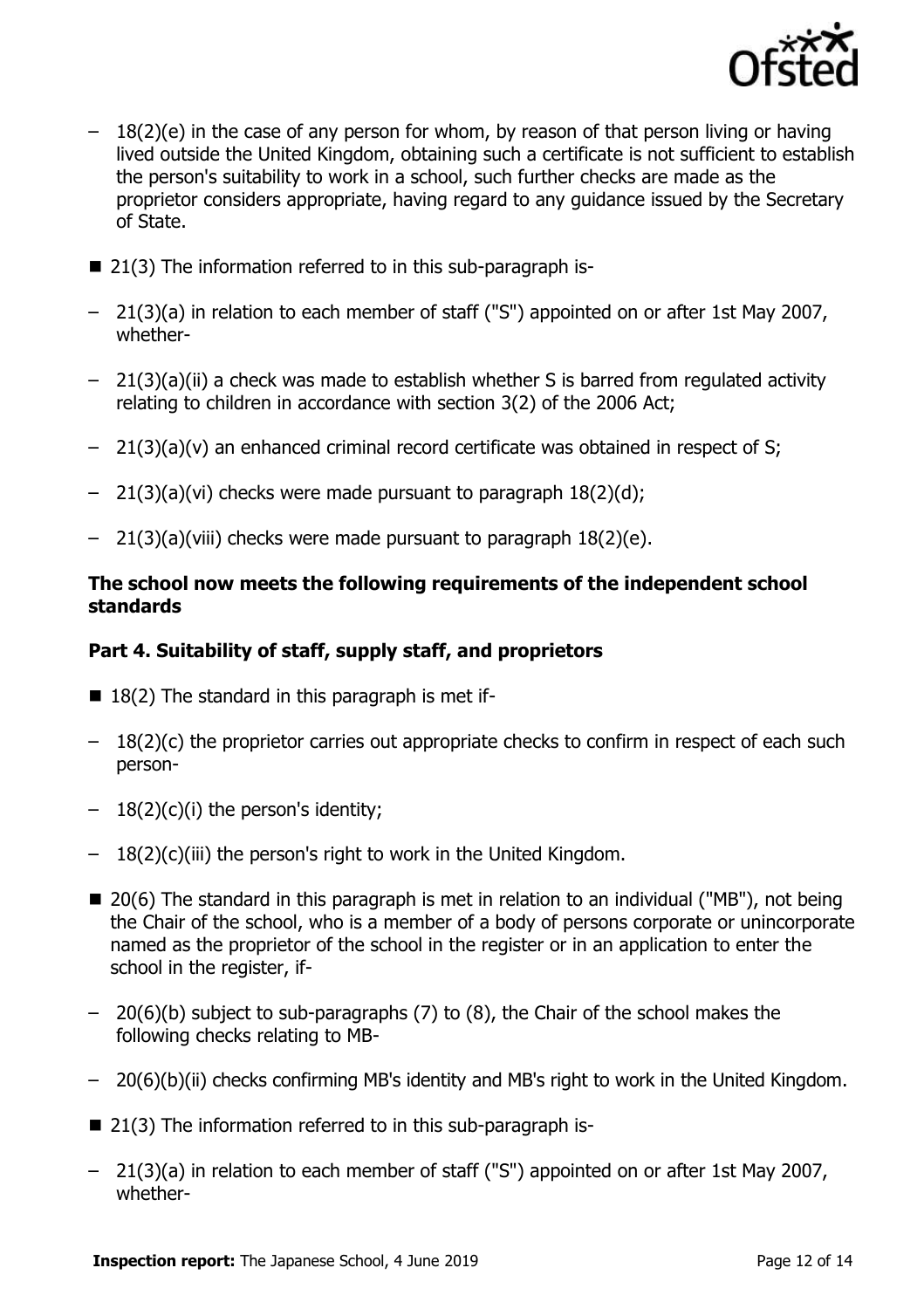– 18(2)(e) in the case of any person for whom, by reason of that person living or having lived outside the United Kingdom, obtaining such a certificate is not sufficient to establish the person's suitability to work in a school, such further checks are made as the proprietor considers appropriate, having regard to any guidance issued by the Secretary of State.

- 21(3) The information referred to in this sub-paragraph is-

– 21(3)(a) in relation to each member of staff ("S") appointed on or after 1st May 2007, whether-

– 21(3)(a)(ii) a check was made to establish whether S is barred from regulated activity relating to children in accordance with section 3(2) of the 2006 Act;

– 21(3)(a)(v) an enhanced criminal record certificate was obtained in respect of S;

– 21(3)(a)(vi) checks were made pursuant to paragraph 18(2)(d);

– 21(3)(a)(viii) checks were made pursuant to paragraph 18(2)(e).

**The school now meets the following requirements of the independent school standards**

**Part 4. Suitability of staff, supply staff, and proprietors**

- 18(2) The standard in this paragraph is met if-

– 18(2)(c) the proprietor carries out appropriate checks to confirm in respect of each such person-

– 18(2)(c)(i) the person's identity;

– 18(2)(c)(iii) the person's right to work in the United Kingdom.

- 20(6) The standard in this paragraph is met in relation to an individual ("MB"), not being the Chair of the school, who is a member of a body of persons corporate or unincorporate named as the proprietor of the school in the register or in an application to enter the school in the register, if-

– 20(6)(b) subject to sub-paragraphs (7) to (8), the Chair of the school makes the following checks relating to MB-

– 20(6)(b)(ii) checks confirming MB's identity and MB's right to work in the United Kingdom.

- 21(3) The information referred to in this sub-paragraph is-

– 21(3)(a) in relation to each member of staff ("S") appointed on or after 1st May 2007, whether-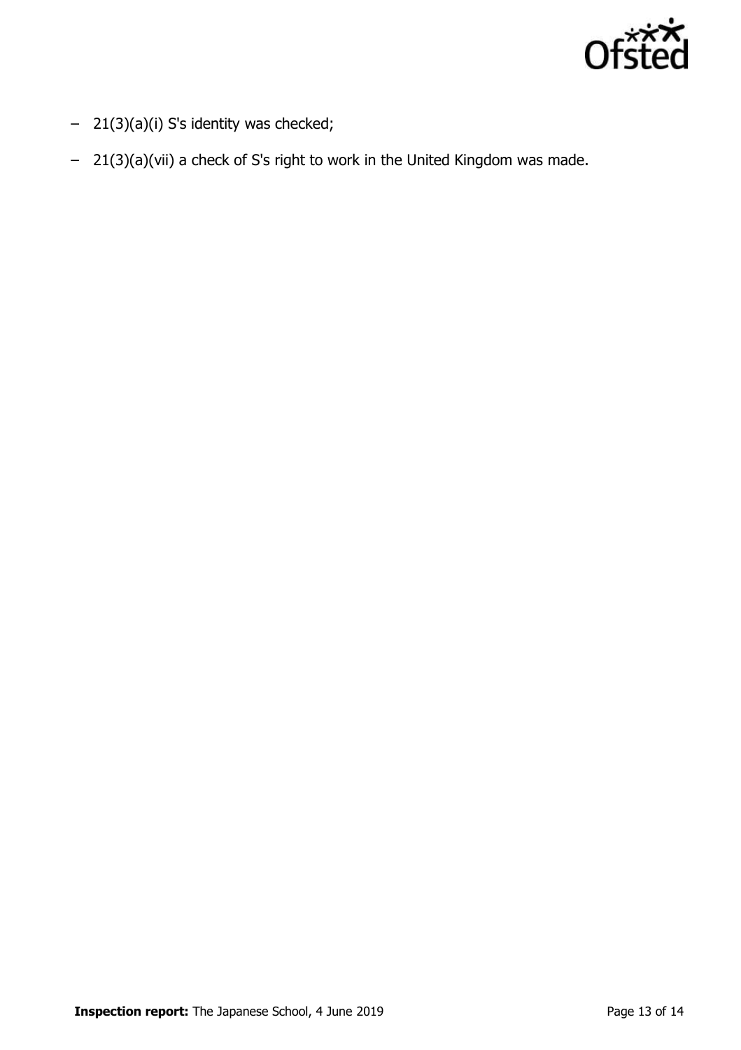- 21(3)(a)(i) S's identity was checked;
- 21(3)(a)(vii) a check of S's right to work in the United Kingdom was made.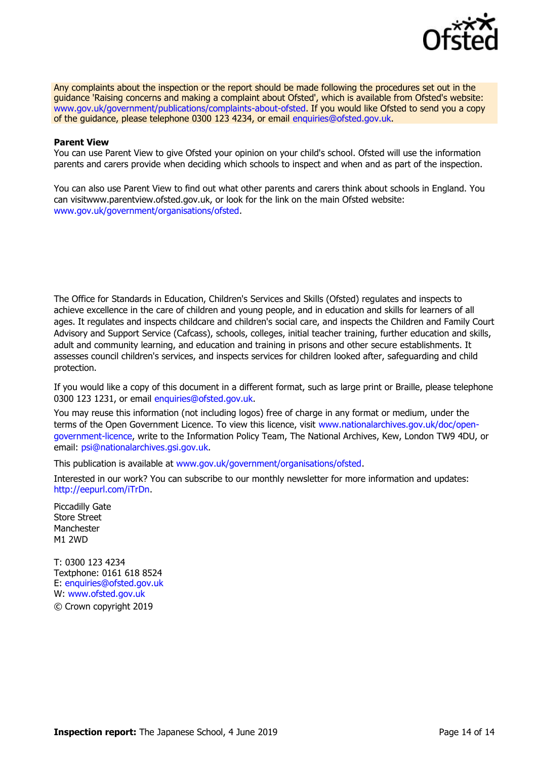Any complaints about the inspection or the report should be made following the procedures set out in the guidance 'Raising concerns and making a complaint about Ofsted', which is available from Ofsted's website: www.gov.uk/government/publications/complaints-about-ofsted. If you would like Ofsted to send you a copy of the guidance, please telephone 0300 123 4234, or email enquiries@ofsted.gov.uk.

**Parent View**

You can use Parent View to give Ofsted your opinion on your child's school. Ofsted will use the information parents and carers provide when deciding which schools to inspect and when and as part of the inspection.

You can also use Parent View to find out what other parents and carers think about schools in England. You can visitwww.parentview.ofsted.gov.uk, or look for the link on the main Ofsted website: www.gov.uk/government/organisations/ofsted.

The Office for Standards in Education, Children's Services and Skills (Ofsted) regulates and inspects to achieve excellence in the care of children and young people, and in education and skills for learners of all ages. It regulates and inspects childcare and children's social care, and inspects the Children and Family Court Advisory and Support Service (Cafcass), schools, colleges, initial teacher training, further education and skills, adult and community learning, and education and training in prisons and other secure establishments. It assesses council children's services, and inspects services for children looked after, safeguarding and child protection.

If you would like a copy of this document in a different format, such as large print or Braille, please telephone 0300 123 1231, or email enquiries@ofsted.gov.uk.

You may reuse this information (not including logos) free of charge in any format or medium, under the terms of the Open Government Licence. To view this licence, visit www.nationalarchives.gov.uk/doc/open-government-licence, write to the Information Policy Team, The National Archives, Kew, London TW9 4DU, or email: psi@nationalarchives.gsi.gov.uk.

This publication is available at www.gov.uk/government/organisations/ofsted.

Interested in our work? You can subscribe to our monthly newsletter for more information and updates: http://eepurl.com/iTrDn.

Piccadilly Gate
Store Street
Manchester
M1 2WD

T: 0300 123 4234
Textphone: 0161 618 8524
E: enquiries@ofsted.gov.uk
W: www.ofsted.gov.uk
© Crown copyright 2019